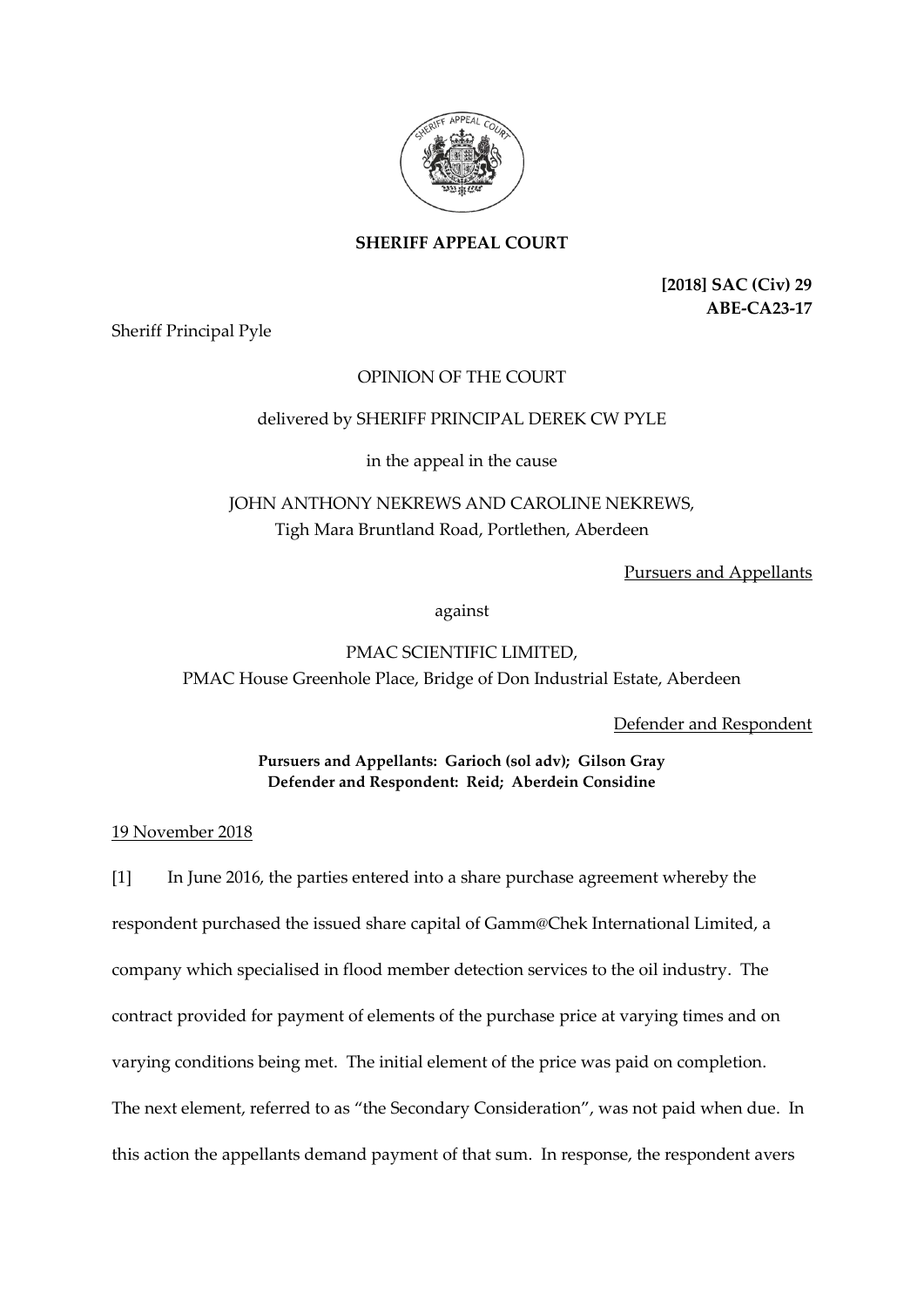**SHERIFF APPEAL COURT**

**[2018] SAC (Civ) 29**
**ABE-CA23-17**

Sheriff Principal Pyle

OPINION OF THE COURT

delivered by SHERIFF PRINCIPAL DEREK CW PYLE

in the appeal in the cause

JOHN ANTHONY NEKREWS AND CAROLINE NEKREWS,
Tigh Mara Bruntland Road, Portlethen, Aberdeen

Pursuers and Appellants

against

PMAC SCIENTIFIC LIMITED,
PMAC House Greenhole Place, Bridge of Don Industrial Estate, Aberdeen

Defender and Respondent

**Pursuers and Appellants: Garioch (sol adv); Gilson Gray**
**Defender and Respondent: Reid; Aberdein Considine**

19 November 2018

[1] In June 2016, the parties entered into a share purchase agreement whereby the respondent purchased the issued share capital of Gamm@Chek International Limited, a company which specialised in flood member detection services to the oil industry. The contract provided for payment of elements of the purchase price at varying times and on varying conditions being met. The initial element of the price was paid on completion. The next element, referred to as "the Secondary Consideration", was not paid when due. In this action the appellants demand payment of that sum. In response, the respondent avers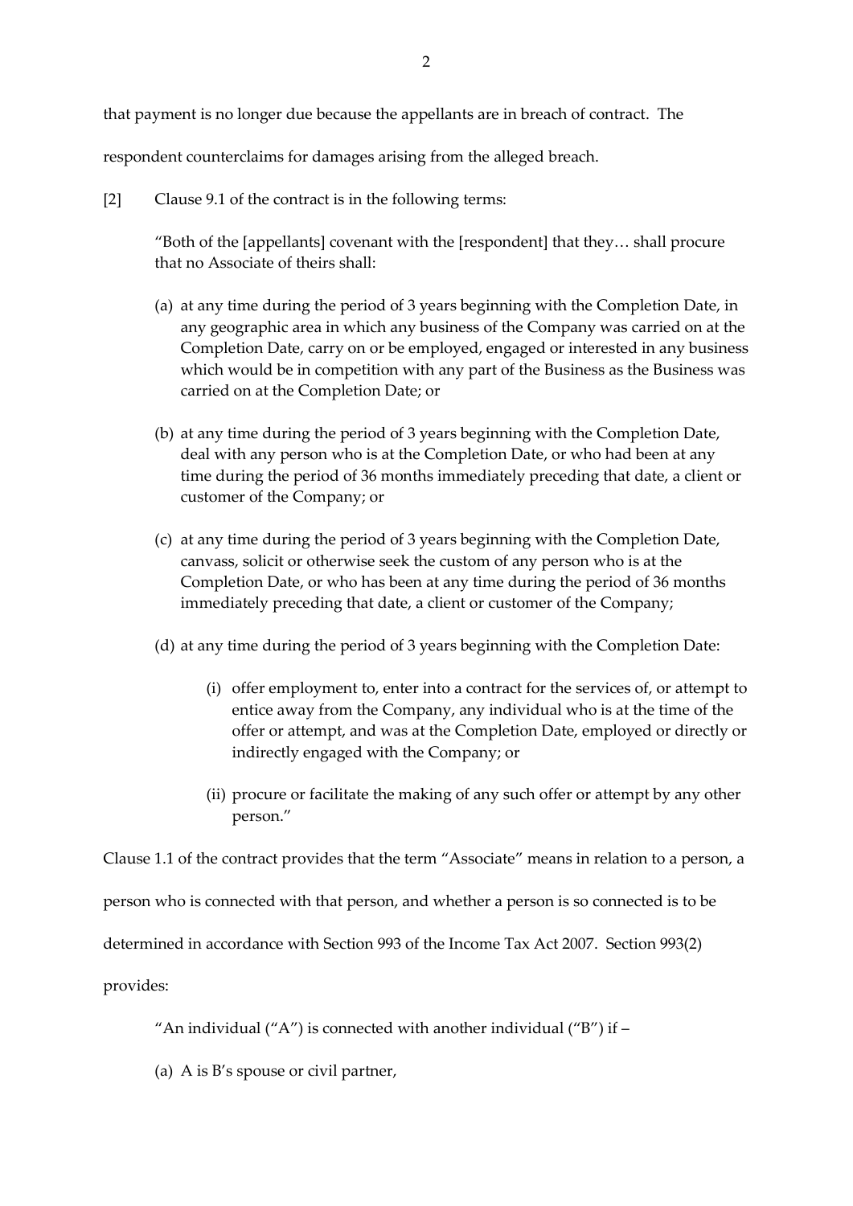that payment is no longer due because the appellants are in breach of contract. The respondent counterclaims for damages arising from the alleged breach.

[2] Clause 9.1 of the contract is in the following terms:

> "Both of the [appellants] covenant with the [respondent] that they… shall procure that no Associate of theirs shall:
>
> (a) at any time during the period of 3 years beginning with the Completion Date, in any geographic area in which any business of the Company was carried on at the Completion Date, carry on or be employed, engaged or interested in any business which would be in competition with any part of the Business as the Business was carried on at the Completion Date; or
>
> (b) at any time during the period of 3 years beginning with the Completion Date, deal with any person who is at the Completion Date, or who had been at any time during the period of 36 months immediately preceding that date, a client or customer of the Company; or
>
> (c) at any time during the period of 3 years beginning with the Completion Date, canvass, solicit or otherwise seek the custom of any person who is at the Completion Date, or who has been at any time during the period of 36 months immediately preceding that date, a client or customer of the Company;
>
> (d) at any time during the period of 3 years beginning with the Completion Date:
>
> (i) offer employment to, enter into a contract for the services of, or attempt to entice away from the Company, any individual who is at the time of the offer or attempt, and was at the Completion Date, employed or directly or indirectly engaged with the Company; or
>
> (ii) procure or facilitate the making of any such offer or attempt by any other person."

Clause 1.1 of the contract provides that the term "Associate" means in relation to a person, a person who is connected with that person, and whether a person is so connected is to be determined in accordance with Section 993 of the Income Tax Act 2007. Section 993(2) provides:

> "An individual ("A") is connected with another individual ("B") if –
>
> (a) A is B's spouse or civil partner,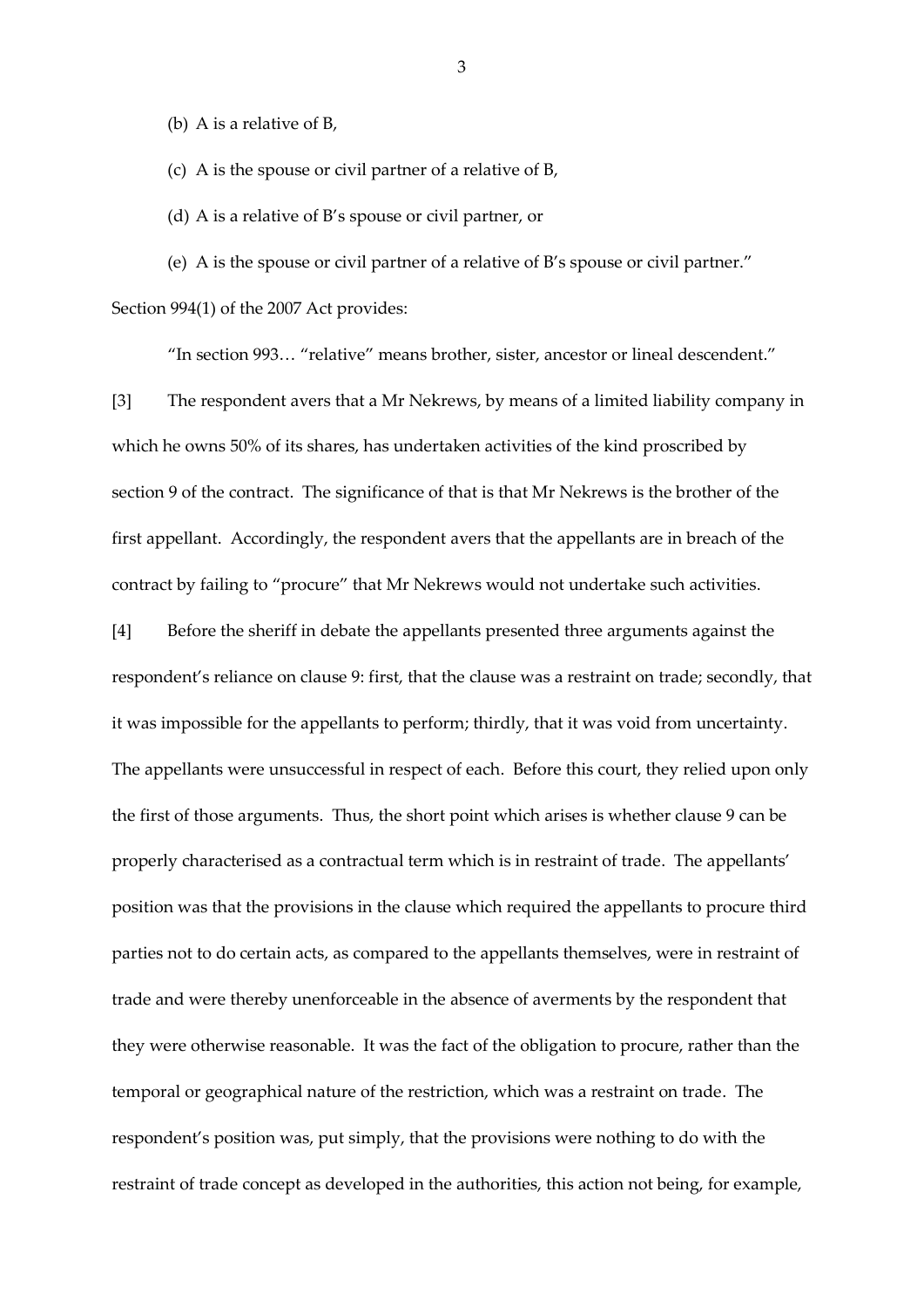(b) A is a relative of B,

(c) A is the spouse or civil partner of a relative of B,

(d) A is a relative of B's spouse or civil partner, or

(e) A is the spouse or civil partner of a relative of B's spouse or civil partner."

Section 994(1) of the 2007 Act provides:

"In section 993… "relative" means brother, sister, ancestor or lineal descendent."

[3] The respondent avers that a Mr Nekrews, by means of a limited liability company in which he owns 50% of its shares, has undertaken activities of the kind proscribed by section 9 of the contract. The significance of that is that Mr Nekrews is the brother of the first appellant. Accordingly, the respondent avers that the appellants are in breach of the contract by failing to "procure" that Mr Nekrews would not undertake such activities.

[4] Before the sheriff in debate the appellants presented three arguments against the respondent's reliance on clause 9: first, that the clause was a restraint on trade; secondly, that it was impossible for the appellants to perform; thirdly, that it was void from uncertainty. The appellants were unsuccessful in respect of each. Before this court, they relied upon only the first of those arguments. Thus, the short point which arises is whether clause 9 can be properly characterised as a contractual term which is in restraint of trade. The appellants' position was that the provisions in the clause which required the appellants to procure third parties not to do certain acts, as compared to the appellants themselves, were in restraint of trade and were thereby unenforceable in the absence of averments by the respondent that they were otherwise reasonable. It was the fact of the obligation to procure, rather than the temporal or geographical nature of the restriction, which was a restraint on trade. The respondent's position was, put simply, that the provisions were nothing to do with the restraint of trade concept as developed in the authorities, this action not being, for example,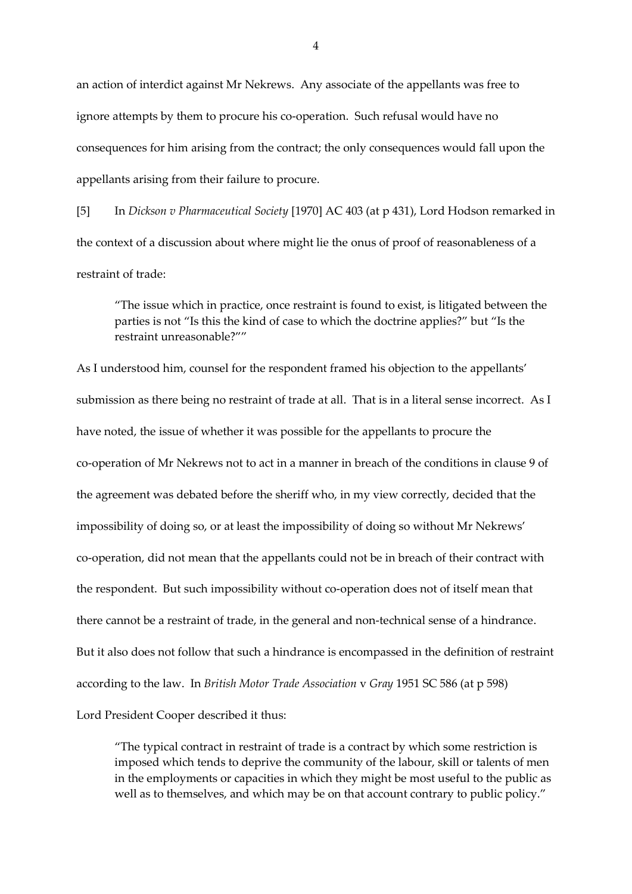an action of interdict against Mr Nekrews. Any associate of the appellants was free to ignore attempts by them to procure his co-operation. Such refusal would have no consequences for him arising from the contract; the only consequences would fall upon the appellants arising from their failure to procure.

[5] In *Dickson v Pharmaceutical Society* [1970] AC 403 (at p 431), Lord Hodson remarked in the context of a discussion about where might lie the onus of proof of reasonableness of a restraint of trade:

> "The issue which in practice, once restraint is found to exist, is litigated between the parties is not "Is this the kind of case to which the doctrine applies?" but "Is the restraint unreasonable?""

As I understood him, counsel for the respondent framed his objection to the appellants' submission as there being no restraint of trade at all. That is in a literal sense incorrect. As I have noted, the issue of whether it was possible for the appellants to procure the co-operation of Mr Nekrews not to act in a manner in breach of the conditions in clause 9 of the agreement was debated before the sheriff who, in my view correctly, decided that the impossibility of doing so, or at least the impossibility of doing so without Mr Nekrews' co-operation, did not mean that the appellants could not be in breach of their contract with the respondent. But such impossibility without co-operation does not of itself mean that there cannot be a restraint of trade, in the general and non-technical sense of a hindrance. But it also does not follow that such a hindrance is encompassed in the definition of restraint according to the law. In *British Motor Trade Association* v *Gray* 1951 SC 586 (at p 598) Lord President Cooper described it thus:

> "The typical contract in restraint of trade is a contract by which some restriction is imposed which tends to deprive the community of the labour, skill or talents of men in the employments or capacities in which they might be most useful to the public as well as to themselves, and which may be on that account contrary to public policy."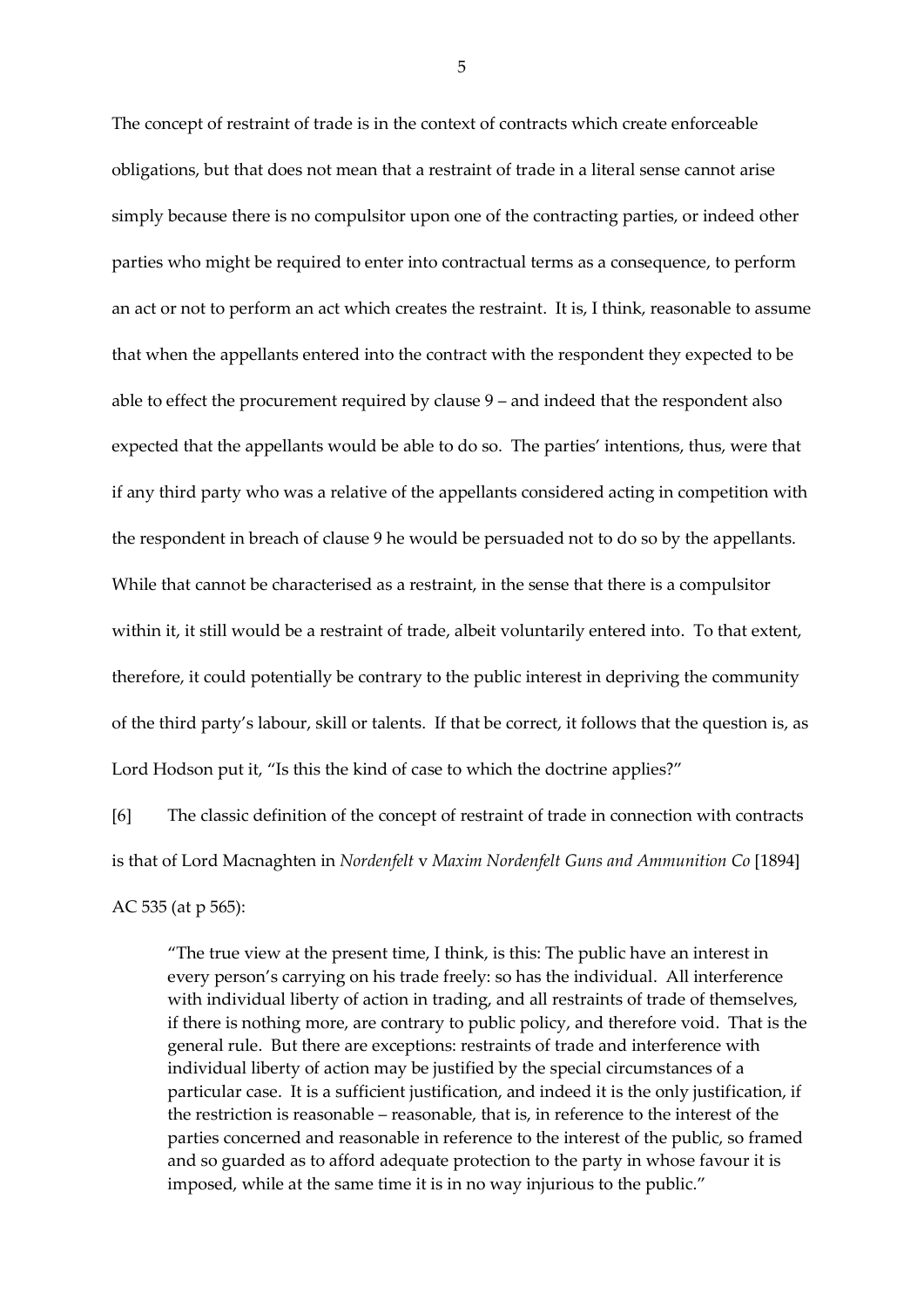The concept of restraint of trade is in the context of contracts which create enforceable obligations, but that does not mean that a restraint of trade in a literal sense cannot arise simply because there is no compulsitor upon one of the contracting parties, or indeed other parties who might be required to enter into contractual terms as a consequence, to perform an act or not to perform an act which creates the restraint. It is, I think, reasonable to assume that when the appellants entered into the contract with the respondent they expected to be able to effect the procurement required by clause 9 – and indeed that the respondent also expected that the appellants would be able to do so. The parties' intentions, thus, were that if any third party who was a relative of the appellants considered acting in competition with the respondent in breach of clause 9 he would be persuaded not to do so by the appellants. While that cannot be characterised as a restraint, in the sense that there is a compulsitor within it, it still would be a restraint of trade, albeit voluntarily entered into. To that extent, therefore, it could potentially be contrary to the public interest in depriving the community of the third party's labour, skill or talents. If that be correct, it follows that the question is, as Lord Hodson put it, "Is this the kind of case to which the doctrine applies?"

[6] The classic definition of the concept of restraint of trade in connection with contracts is that of Lord Macnaghten in *Nordenfelt* v *Maxim Nordenfelt Guns and Ammunition Co* [1894] AC 535 (at p 565):

> "The true view at the present time, I think, is this: The public have an interest in every person's carrying on his trade freely: so has the individual. All interference with individual liberty of action in trading, and all restraints of trade of themselves, if there is nothing more, are contrary to public policy, and therefore void. That is the general rule. But there are exceptions: restraints of trade and interference with individual liberty of action may be justified by the special circumstances of a particular case. It is a sufficient justification, and indeed it is the only justification, if the restriction is reasonable – reasonable, that is, in reference to the interest of the parties concerned and reasonable in reference to the interest of the public, so framed and so guarded as to afford adequate protection to the party in whose favour it is imposed, while at the same time it is in no way injurious to the public."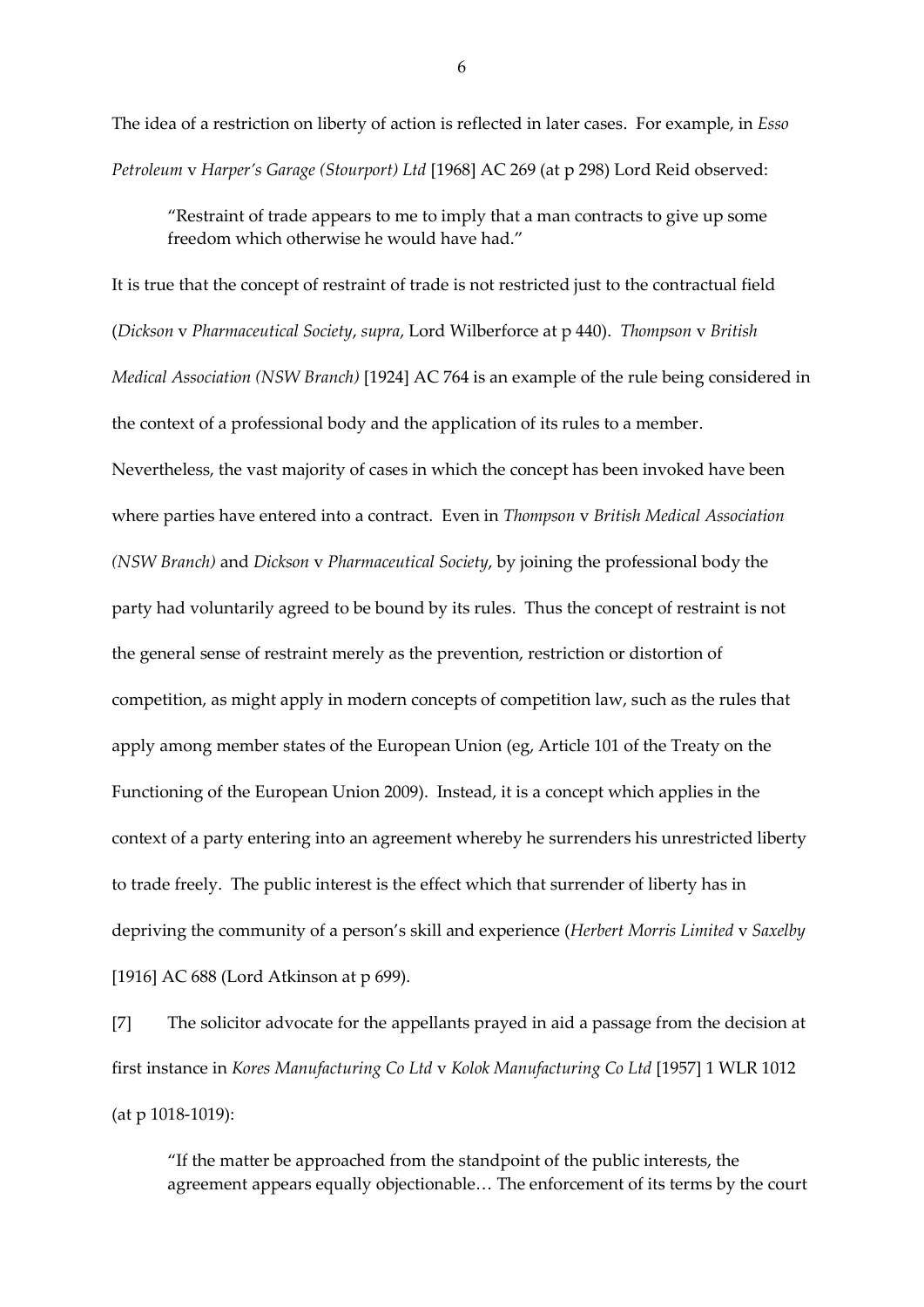The idea of a restriction on liberty of action is reflected in later cases. For example, in *Esso Petroleum* v *Harper's Garage (Stourport) Ltd* [1968] AC 269 (at p 298) Lord Reid observed:

> "Restraint of trade appears to me to imply that a man contracts to give up some freedom which otherwise he would have had."

It is true that the concept of restraint of trade is not restricted just to the contractual field (*Dickson* v *Pharmaceutical Society*, *supra*, Lord Wilberforce at p 440). *Thompson* v *British Medical Association (NSW Branch)* [1924] AC 764 is an example of the rule being considered in the context of a professional body and the application of its rules to a member. Nevertheless, the vast majority of cases in which the concept has been invoked have been where parties have entered into a contract. Even in *Thompson* v *British Medical Association (NSW Branch)* and *Dickson* v *Pharmaceutical Society*, by joining the professional body the party had voluntarily agreed to be bound by its rules. Thus the concept of restraint is not the general sense of restraint merely as the prevention, restriction or distortion of competition, as might apply in modern concepts of competition law, such as the rules that apply among member states of the European Union (eg, Article 101 of the Treaty on the Functioning of the European Union 2009). Instead, it is a concept which applies in the context of a party entering into an agreement whereby he surrenders his unrestricted liberty to trade freely. The public interest is the effect which that surrender of liberty has in depriving the community of a person's skill and experience (*Herbert Morris Limited* v *Saxelby* [1916] AC 688 (Lord Atkinson at p 699).

[7] The solicitor advocate for the appellants prayed in aid a passage from the decision at first instance in *Kores Manufacturing Co Ltd* v *Kolok Manufacturing Co Ltd* [1957] 1 WLR 1012 (at p 1018-1019):

> "If the matter be approached from the standpoint of the public interests, the agreement appears equally objectionable… The enforcement of its terms by the court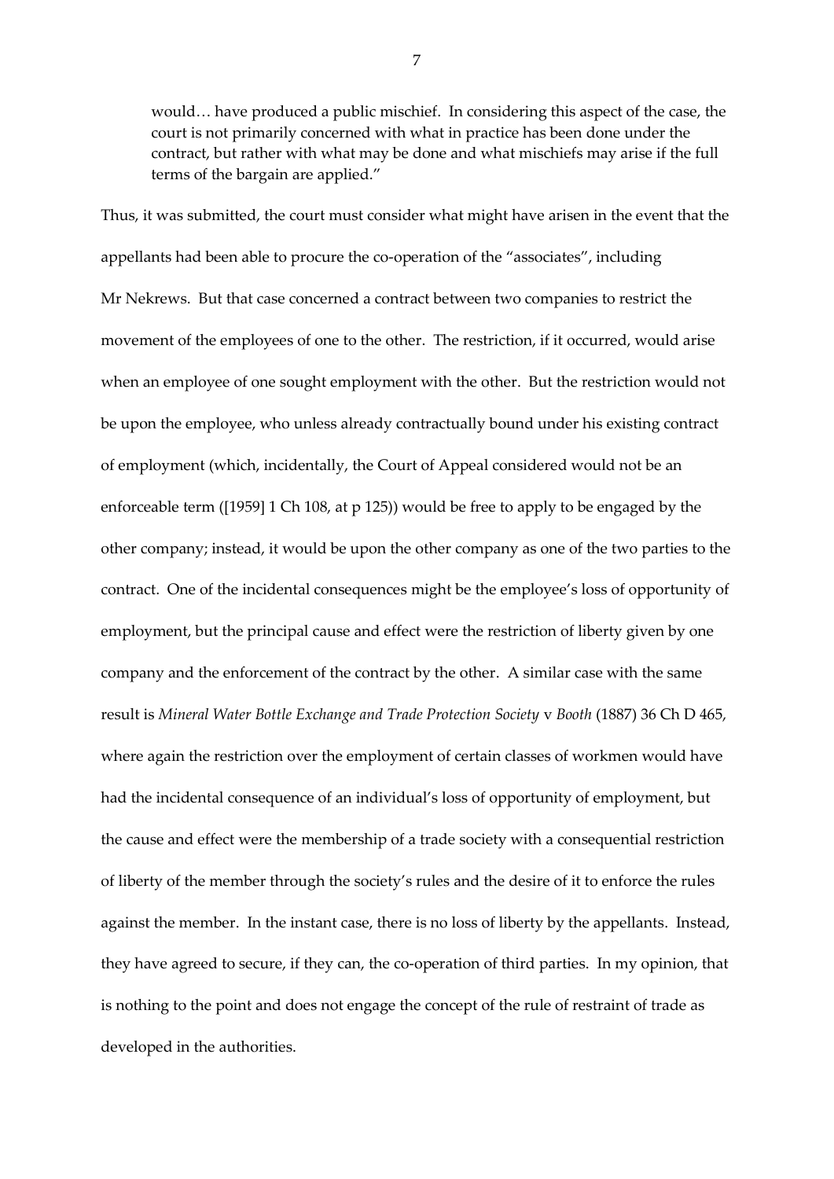> would… have produced a public mischief. In considering this aspect of the case, the court is not primarily concerned with what in practice has been done under the contract, but rather with what may be done and what mischiefs may arise if the full terms of the bargain are applied."

Thus, it was submitted, the court must consider what might have arisen in the event that the appellants had been able to procure the co-operation of the "associates", including Mr Nekrews. But that case concerned a contract between two companies to restrict the movement of the employees of one to the other. The restriction, if it occurred, would arise when an employee of one sought employment with the other. But the restriction would not be upon the employee, who unless already contractually bound under his existing contract of employment (which, incidentally, the Court of Appeal considered would not be an enforceable term ([1959] 1 Ch 108, at p 125)) would be free to apply to be engaged by the other company; instead, it would be upon the other company as one of the two parties to the contract. One of the incidental consequences might be the employee's loss of opportunity of employment, but the principal cause and effect were the restriction of liberty given by one company and the enforcement of the contract by the other. A similar case with the same result is *Mineral Water Bottle Exchange and Trade Protection Society* v *Booth* (1887) 36 Ch D 465, where again the restriction over the employment of certain classes of workmen would have had the incidental consequence of an individual's loss of opportunity of employment, but the cause and effect were the membership of a trade society with a consequential restriction of liberty of the member through the society's rules and the desire of it to enforce the rules against the member. In the instant case, there is no loss of liberty by the appellants. Instead, they have agreed to secure, if they can, the co-operation of third parties. In my opinion, that is nothing to the point and does not engage the concept of the rule of restraint of trade as developed in the authorities.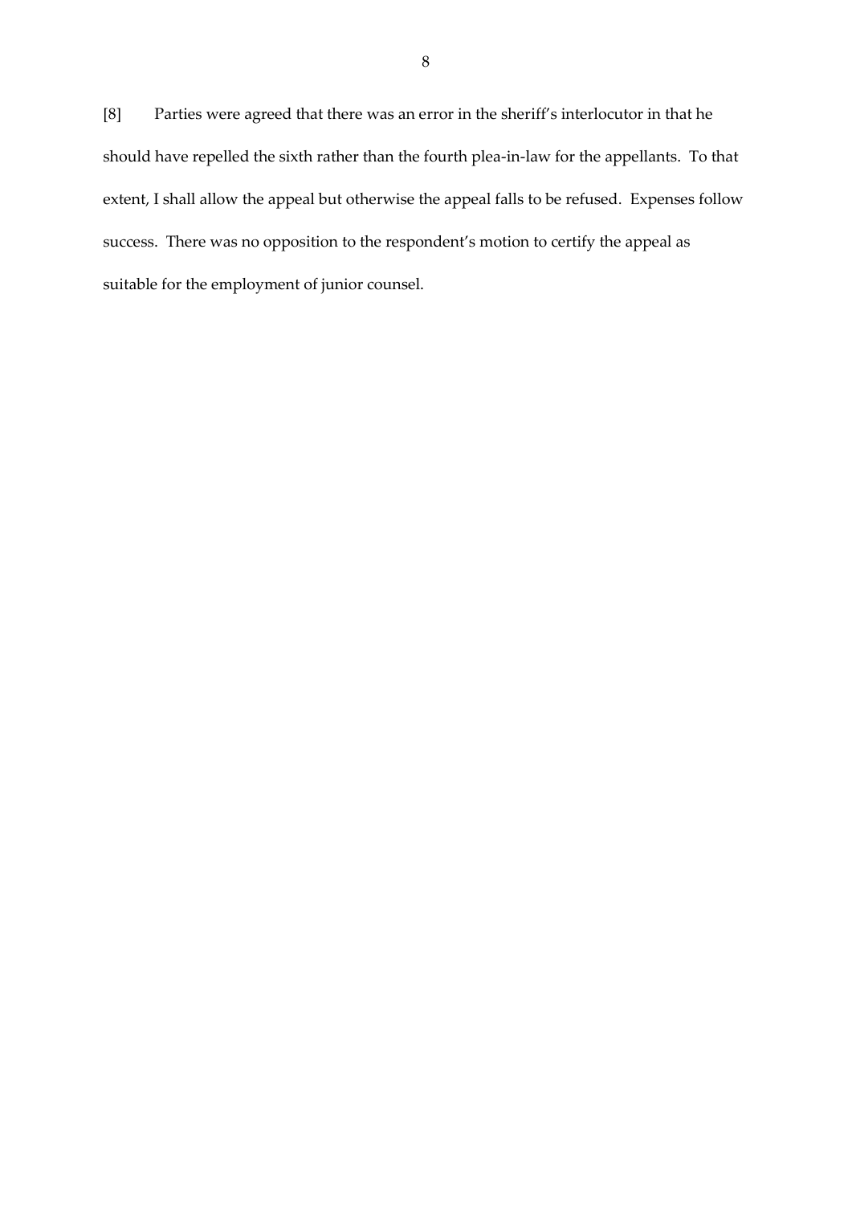[8] Parties were agreed that there was an error in the sheriff's interlocutor in that he should have repelled the sixth rather than the fourth plea-in-law for the appellants. To that extent, I shall allow the appeal but otherwise the appeal falls to be refused. Expenses follow success. There was no opposition to the respondent's motion to certify the appeal as suitable for the employment of junior counsel.